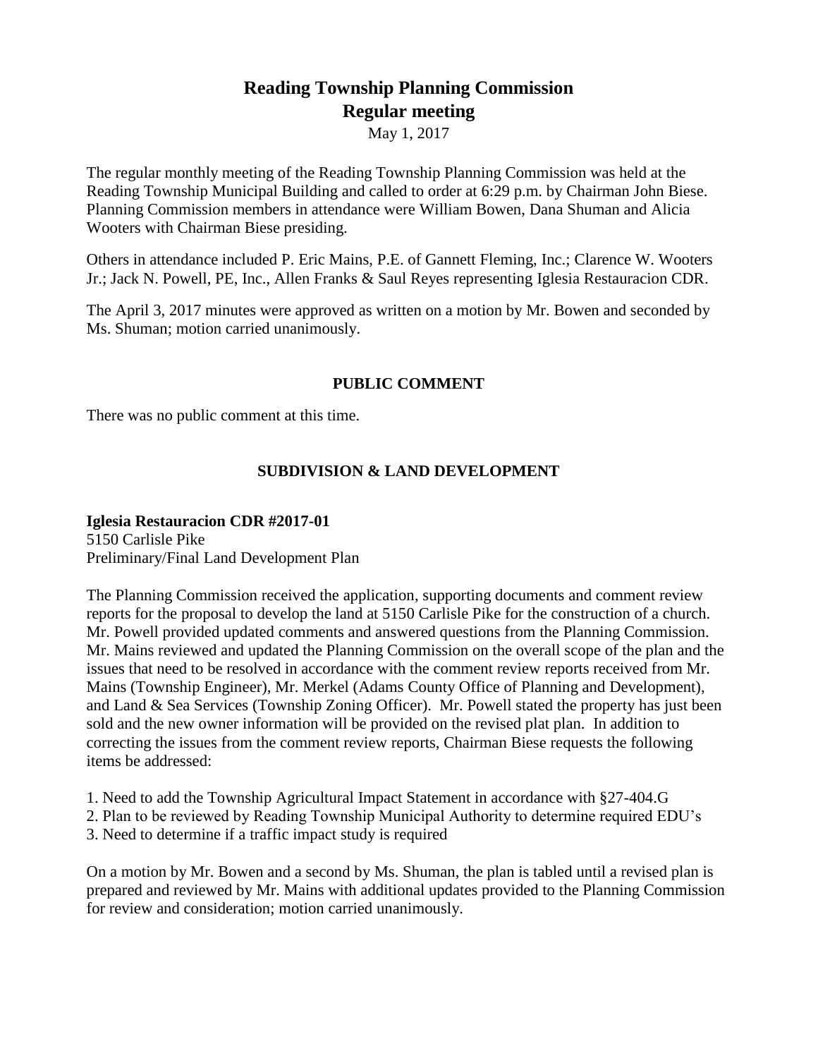# Reading Township Planning Commission
## Regular meeting

May 1, 2017

The regular monthly meeting of the Reading Township Planning Commission was held at the Reading Township Municipal Building and called to order at 6:29 p.m. by Chairman John Biese. Planning Commission members in attendance were William Bowen, Dana Shuman and Alicia Wooters with Chairman Biese presiding.

Others in attendance included P. Eric Mains, P.E. of Gannett Fleming, Inc.; Clarence W. Wooters Jr.; Jack N. Powell, PE, Inc., Allen Franks & Saul Reyes representing Iglesia Restauracion CDR.

The April 3, 2017 minutes were approved as written on a motion by Mr. Bowen and seconded by Ms. Shuman; motion carried unanimously.

### PUBLIC COMMENT

There was no public comment at this time.

### SUBDIVISION & LAND DEVELOPMENT

**Iglesia Restauracion CDR #2017-01**
5150 Carlisle Pike
Preliminary/Final Land Development Plan

The Planning Commission received the application, supporting documents and comment review reports for the proposal to develop the land at 5150 Carlisle Pike for the construction of a church. Mr. Powell provided updated comments and answered questions from the Planning Commission. Mr. Mains reviewed and updated the Planning Commission on the overall scope of the plan and the issues that need to be resolved in accordance with the comment review reports received from Mr. Mains (Township Engineer), Mr. Merkel (Adams County Office of Planning and Development), and Land & Sea Services (Township Zoning Officer). Mr. Powell stated the property has just been sold and the new owner information will be provided on the revised plat plan. In addition to correcting the issues from the comment review reports, Chairman Biese requests the following items be addressed:

1. Need to add the Township Agricultural Impact Statement in accordance with §27-404.G
2. Plan to be reviewed by Reading Township Municipal Authority to determine required EDU's
3. Need to determine if a traffic impact study is required

On a motion by Mr. Bowen and a second by Ms. Shuman, the plan is tabled until a revised plan is prepared and reviewed by Mr. Mains with additional updates provided to the Planning Commission for review and consideration; motion carried unanimously.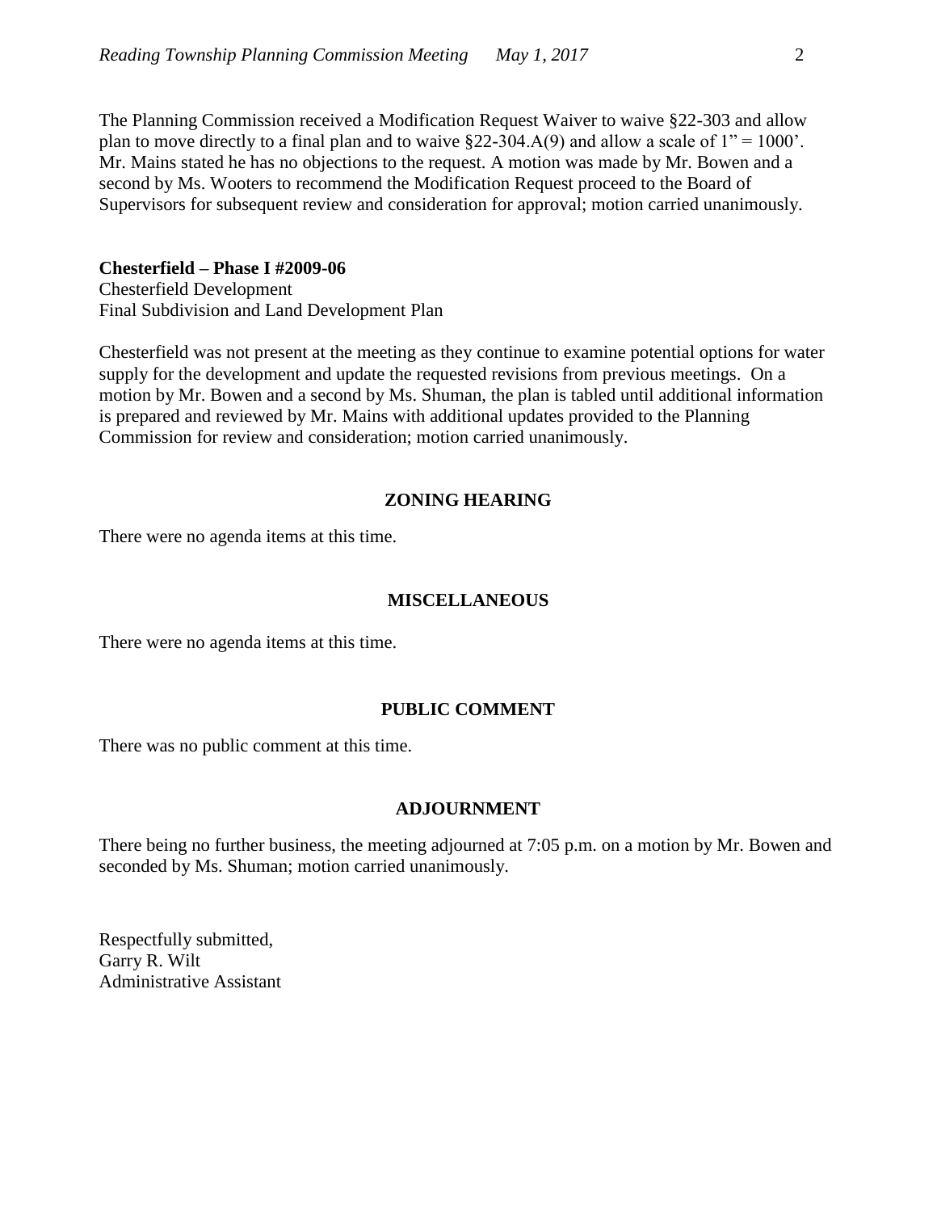The Planning Commission received a Modification Request Waiver to waive §22-303 and allow plan to move directly to a final plan and to waive §22-304.A(9) and allow a scale of 1" = 1000'. Mr. Mains stated he has no objections to the request. A motion was made by Mr. Bowen and a second by Ms. Wooters to recommend the Modification Request proceed to the Board of Supervisors for subsequent review and consideration for approval; motion carried unanimously.

**Chesterfield – Phase I #2009-06**
Chesterfield Development
Final Subdivision and Land Development Plan

Chesterfield was not present at the meeting as they continue to examine potential options for water supply for the development and update the requested revisions from previous meetings. On a motion by Mr. Bowen and a second by Ms. Shuman, the plan is tabled until additional information is prepared and reviewed by Mr. Mains with additional updates provided to the Planning Commission for review and consideration; motion carried unanimously.

## ZONING HEARING

There were no agenda items at this time.

## MISCELLANEOUS

There were no agenda items at this time.

## PUBLIC COMMENT

There was no public comment at this time.

## ADJOURNMENT

There being no further business, the meeting adjourned at 7:05 p.m. on a motion by Mr. Bowen and seconded by Ms. Shuman; motion carried unanimously.

Respectfully submitted,
Garry R. Wilt
Administrative Assistant